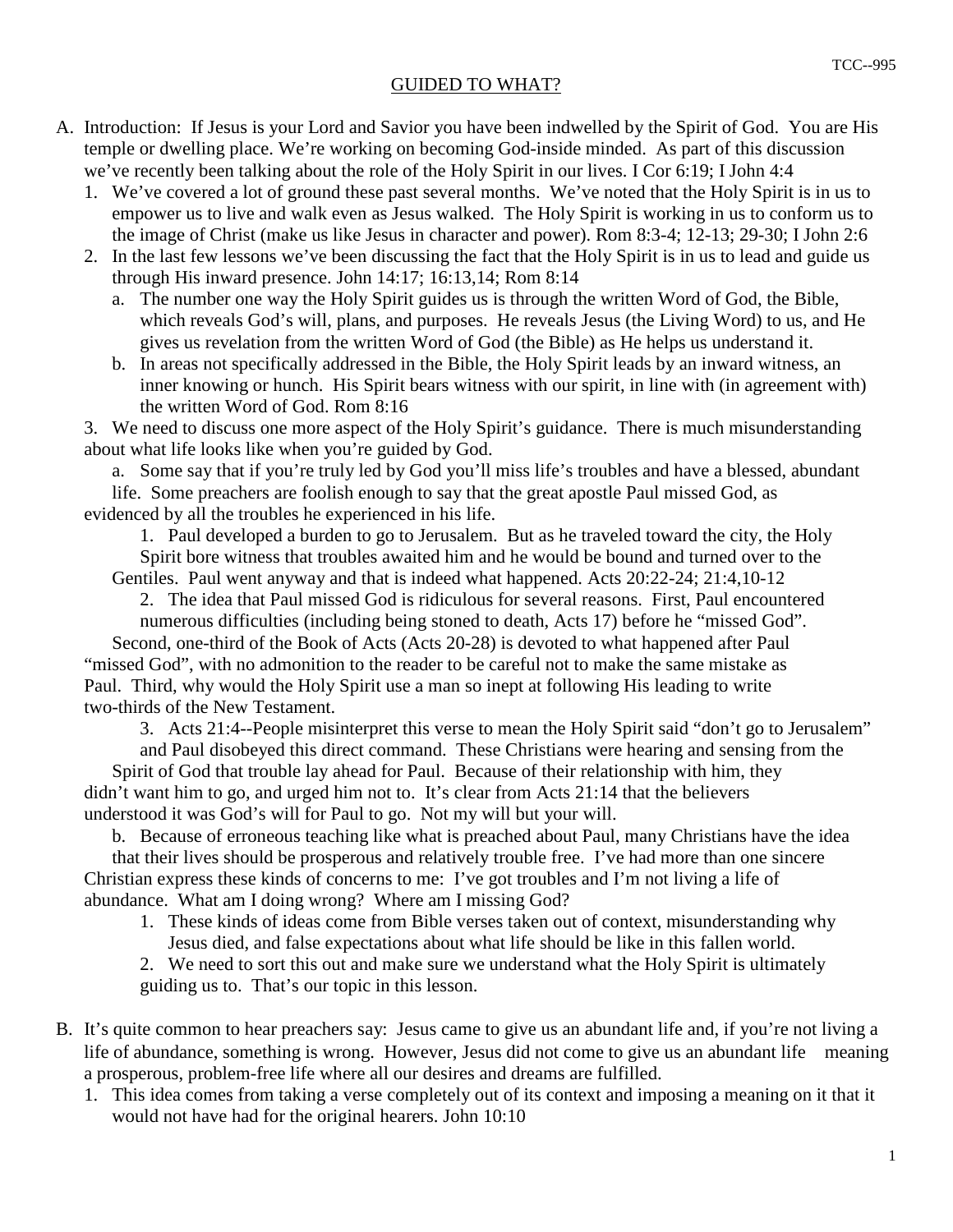# GUIDED TO WHAT?

A. Introduction: If Jesus is your Lord and Savior you have been indwelled by the Spirit of God. You are His temple or dwelling place. We're working on becoming God-inside minded. As part of this discussion we've recently been talking about the role of the Holy Spirit in our lives. I Cor 6:19; I John 4:4

1. We've covered a lot of ground these past several months. We've noted that the Holy Spirit is in us to empower us to live and walk even as Jesus walked. The Holy Spirit is working in us to conform us to the image of Christ (make us like Jesus in character and power). Rom 8:3-4; 12-13; 29-30; I John 2:6
2. In the last few lessons we've been discussing the fact that the Holy Spirit is in us to lead and guide us through His inward presence. John 14:17; 16:13,14; Rom 8:14
   a. The number one way the Holy Spirit guides us is through the written Word of God, the Bible, which reveals God's will, plans, and purposes. He reveals Jesus (the Living Word) to us, and He gives us revelation from the written Word of God (the Bible) as He helps us understand it.
   b. In areas not specifically addressed in the Bible, the Holy Spirit leads by an inward witness, an inner knowing or hunch. His Spirit bears witness with our spirit, in line with (in agreement with) the written Word of God. Rom 8:16
3. We need to discuss one more aspect of the Holy Spirit's guidance. There is much misunderstanding about what life looks like when you're guided by God.
   a. Some say that if you're truly led by God you'll miss life's troubles and have a blessed, abundant life. Some preachers are foolish enough to say that the great apostle Paul missed God, as evidenced by all the troubles he experienced in his life.
      1. Paul developed a burden to go to Jerusalem. But as he traveled toward the city, the Holy Spirit bore witness that troubles awaited him and he would be bound and turned over to the Gentiles. Paul went anyway and that is indeed what happened. Acts 20:22-24; 21:4,10-12
      2. The idea that Paul missed God is ridiculous for several reasons. First, Paul encountered numerous difficulties (including being stoned to death, Acts 17) before he "missed God". Second, one-third of the Book of Acts (Acts 20-28) is devoted to what happened after Paul "missed God", with no admonition to the reader to be careful not to make the same mistake as Paul. Third, why would the Holy Spirit use a man so inept at following His leading to write two-thirds of the New Testament.
      3. Acts 21:4--People misinterpret this verse to mean the Holy Spirit said "don't go to Jerusalem" and Paul disobeyed this direct command. These Christians were hearing and sensing from the Spirit of God that trouble lay ahead for Paul. Because of their relationship with him, they didn't want him to go, and urged him not to. It's clear from Acts 21:14 that the believers understood it was God's will for Paul to go. Not my will but your will.
   b. Because of erroneous teaching like what is preached about Paul, many Christians have the idea that their lives should be prosperous and relatively trouble free. I've had more than one sincere Christian express these kinds of concerns to me: I've got troubles and I'm not living a life of abundance. What am I doing wrong? Where am I missing God?
      1. These kinds of ideas come from Bible verses taken out of context, misunderstanding why Jesus died, and false expectations about what life should be like in this fallen world.
      2. We need to sort this out and make sure we understand what the Holy Spirit is ultimately guiding us to. That's our topic in this lesson.

B. It's quite common to hear preachers say: Jesus came to give us an abundant life and, if you're not living a life of abundance, something is wrong. However, Jesus did not come to give us an abundant life meaning a prosperous, problem-free life where all our desires and dreams are fulfilled.

1. This idea comes from taking a verse completely out of its context and imposing a meaning on it that it would not have had for the original hearers. John 10:10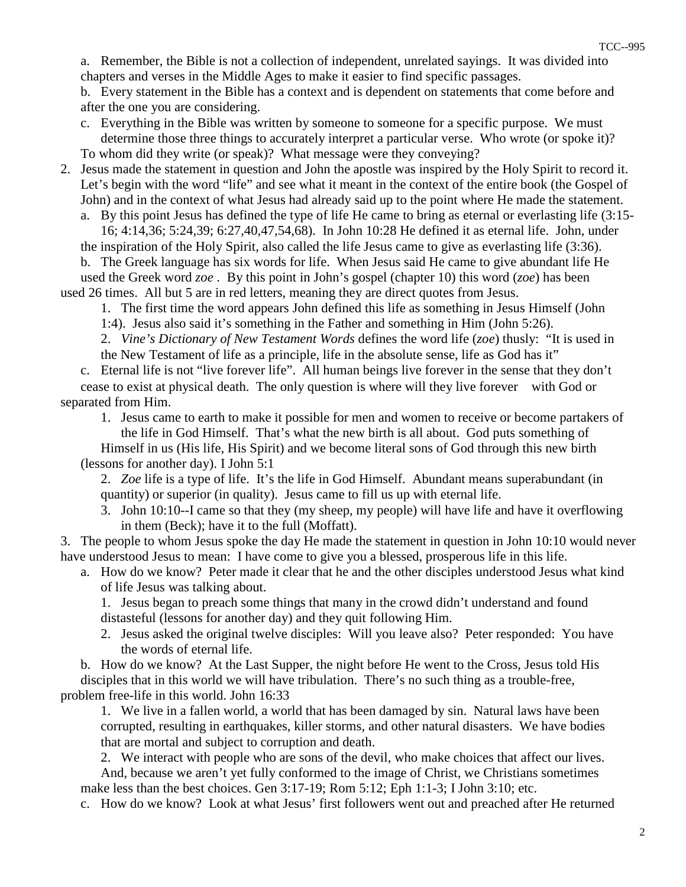a. Remember, the Bible is not a collection of independent, unrelated sayings. It was divided into chapters and verses in the Middle Ages to make it easier to find specific passages.

b. Every statement in the Bible has a context and is dependent on statements that come before and after the one you are considering.

c. Everything in the Bible was written by someone to someone for a specific purpose. We must determine those three things to accurately interpret a particular verse. Who wrote (or spoke it)? To whom did they write (or speak)? What message were they conveying?

2. Jesus made the statement in question and John the apostle was inspired by the Holy Spirit to record it. Let's begin with the word "life" and see what it meant in the context of the entire book (the Gospel of John) and in the context of what Jesus had already said up to the point where He made the statement.

   a. By this point Jesus has defined the type of life He came to bring as eternal or everlasting life (3:15-16; 4:14,36; 5:24,39; 6:27,40,47,54,68). In John 10:28 He defined it as eternal life. John, under the inspiration of the Holy Spirit, also called the life Jesus came to give as everlasting life (3:36).

   b. The Greek language has six words for life. When Jesus said He came to give abundant life He used the Greek word *zoe* . By this point in John's gospel (chapter 10) this word (*zoe*) has been used 26 times. All but 5 are in red letters, meaning they are direct quotes from Jesus.

      1. The first time the word appears John defined this life as something in Jesus Himself (John 1:4). Jesus also said it's something in the Father and something in Him (John 5:26).

      2. *Vine's Dictionary of New Testament Words* defines the word life (*zoe*) thusly: "It is used in the New Testament of life as a principle, life in the absolute sense, life as God has it"

   c. Eternal life is not "live forever life". All human beings live forever in the sense that they don't cease to exist at physical death. The only question is where will they live forever with God or separated from Him.

      1. Jesus came to earth to make it possible for men and women to receive or become partakers of the life in God Himself. That's what the new birth is all about. God puts something of Himself in us (His life, His Spirit) and we become literal sons of God through this new birth (lessons for another day). I John 5:1

      2. *Zoe* life is a type of life. It's the life in God Himself. Abundant means superabundant (in quantity) or superior (in quality). Jesus came to fill us up with eternal life.

      3. John 10:10--I came so that they (my sheep, my people) will have life and have it overflowing in them (Beck); have it to the full (Moffatt).

3. The people to whom Jesus spoke the day He made the statement in question in John 10:10 would never have understood Jesus to mean: I have come to give you a blessed, prosperous life in this life.

   a. How do we know? Peter made it clear that he and the other disciples understood Jesus what kind of life Jesus was talking about.

      1. Jesus began to preach some things that many in the crowd didn't understand and found distasteful (lessons for another day) and they quit following Him.

      2. Jesus asked the original twelve disciples: Will you leave also? Peter responded: You have the words of eternal life.

   b. How do we know? At the Last Supper, the night before He went to the Cross, Jesus told His disciples that in this world we will have tribulation. There's no such thing as a trouble-free, problem free-life in this world. John 16:33

      1. We live in a fallen world, a world that has been damaged by sin. Natural laws have been corrupted, resulting in earthquakes, killer storms, and other natural disasters. We have bodies that are mortal and subject to corruption and death.

      2. We interact with people who are sons of the devil, who make choices that affect our lives. And, because we aren't yet fully conformed to the image of Christ, we Christians sometimes make less than the best choices. Gen 3:17-19; Rom 5:12; Eph 1:1-3; I John 3:10; etc.

   c. How do we know? Look at what Jesus' first followers went out and preached after He returned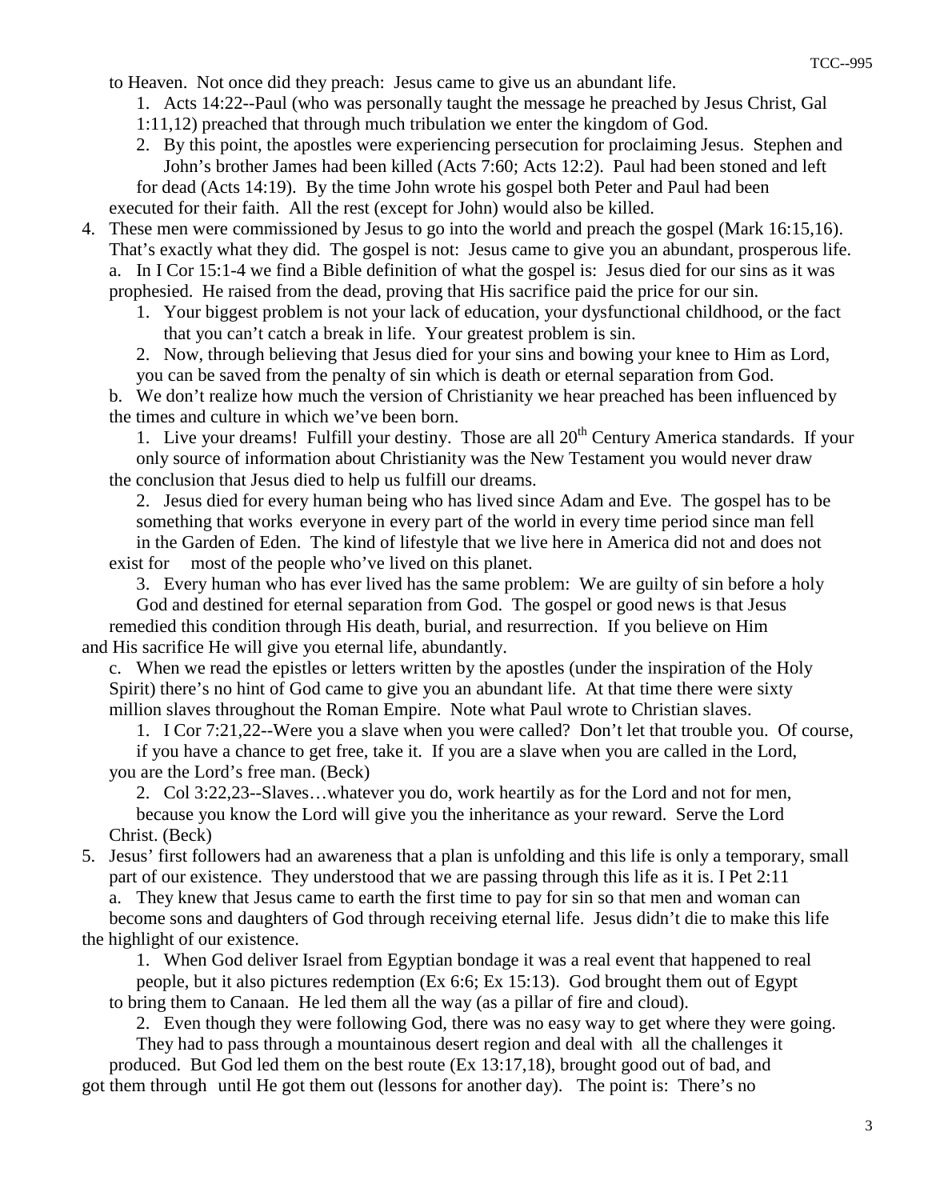to Heaven. Not once did they preach: Jesus came to give us an abundant life.

1. Acts 14:22--Paul (who was personally taught the message he preached by Jesus Christ, Gal 1:11,12) preached that through much tribulation we enter the kingdom of God.
2. By this point, the apostles were experiencing persecution for proclaiming Jesus. Stephen and John's brother James had been killed (Acts 7:60; Acts 12:2). Paul had been stoned and left for dead (Acts 14:19). By the time John wrote his gospel both Peter and Paul had been executed for their faith. All the rest (except for John) would also be killed.

4. These men were commissioned by Jesus to go into the world and preach the gospel (Mark 16:15,16). That's exactly what they did. The gospel is not: Jesus came to give you an abundant, prosperous life.
   a. In I Cor 15:1-4 we find a Bible definition of what the gospel is: Jesus died for our sins as it was prophesied. He raised from the dead, proving that His sacrifice paid the price for our sin.
      1. Your biggest problem is not your lack of education, your dysfunctional childhood, or the fact that you can't catch a break in life. Your greatest problem is sin.
      2. Now, through believing that Jesus died for your sins and bowing your knee to Him as Lord, you can be saved from the penalty of sin which is death or eternal separation from God.
   b. We don't realize how much the version of Christianity we hear preached has been influenced by the times and culture in which we've been born.
      1. Live your dreams! Fulfill your destiny. Those are all 20th Century America standards. If your only source of information about Christianity was the New Testament you would never draw the conclusion that Jesus died to help us fulfill our dreams.
      2. Jesus died for every human being who has lived since Adam and Eve. The gospel has to be something that works everyone in every part of the world in every time period since man fell in the Garden of Eden. The kind of lifestyle that we live here in America did not and does not exist for most of the people who've lived on this planet.
      3. Every human who has ever lived has the same problem: We are guilty of sin before a holy God and destined for eternal separation from God. The gospel or good news is that Jesus remedied this condition through His death, burial, and resurrection. If you believe on Him and His sacrifice He will give you eternal life, abundantly.
   c. When we read the epistles or letters written by the apostles (under the inspiration of the Holy Spirit) there's no hint of God came to give you an abundant life. At that time there were sixty million slaves throughout the Roman Empire. Note what Paul wrote to Christian slaves.
      1. I Cor 7:21,22--Were you a slave when you were called? Don't let that trouble you. Of course, if you have a chance to get free, take it. If you are a slave when you are called in the Lord, you are the Lord's free man. (Beck)
      2. Col 3:22,23--Slaves…whatever you do, work heartily as for the Lord and not for men, because you know the Lord will give you the inheritance as your reward. Serve the Lord Christ. (Beck)

5. Jesus' first followers had an awareness that a plan is unfolding and this life is only a temporary, small part of our existence. They understood that we are passing through this life as it is. I Pet 2:11
   a. They knew that Jesus came to earth the first time to pay for sin so that men and woman can become sons and daughters of God through receiving eternal life. Jesus didn't die to make this life the highlight of our existence.
      1. When God deliver Israel from Egyptian bondage it was a real event that happened to real people, but it also pictures redemption (Ex 6:6; Ex 15:13). God brought them out of Egypt to bring them to Canaan. He led them all the way (as a pillar of fire and cloud).
      2. Even though they were following God, there was no easy way to get where they were going. They had to pass through a mountainous desert region and deal with all the challenges it produced. But God led them on the best route (Ex 13:17,18), brought good out of bad, and got them through until He got them out (lessons for another day). The point is: There's no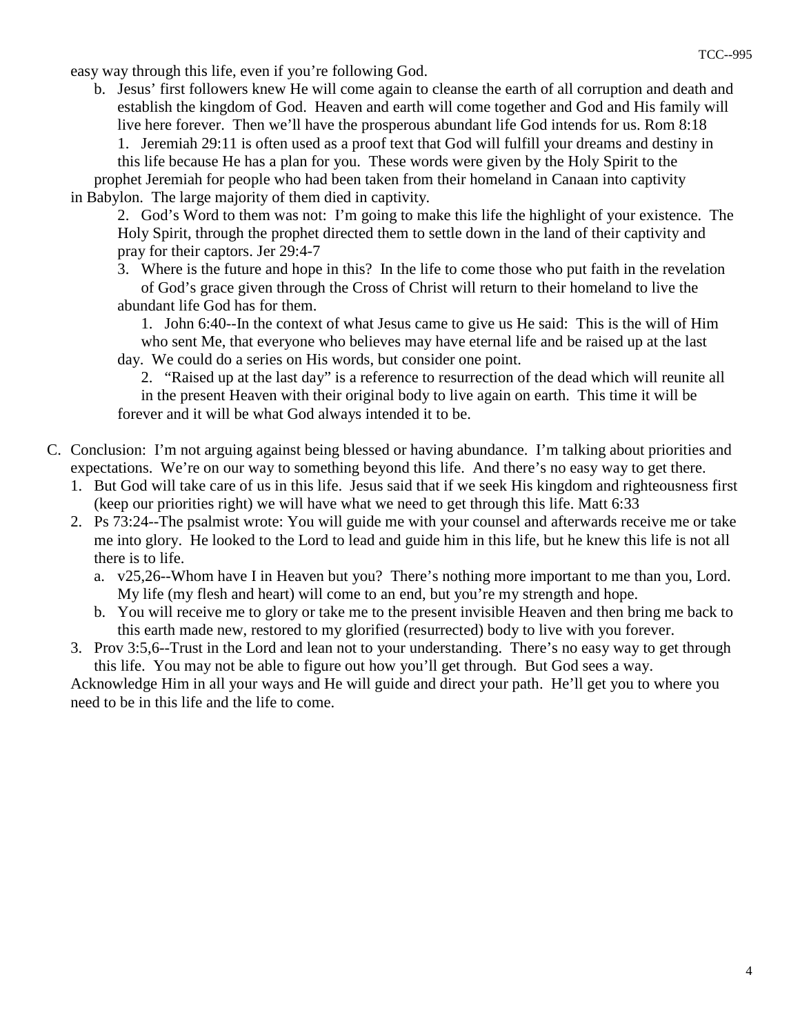easy way through this life, even if you're following God.

b. Jesus' first followers knew He will come again to cleanse the earth of all corruption and death and establish the kingdom of God. Heaven and earth will come together and God and His family will live here forever. Then we'll have the prosperous abundant life God intends for us. Rom 8:18

1. Jeremiah 29:11 is often used as a proof text that God will fulfill your dreams and destiny in this life because He has a plan for you. These words were given by the Holy Spirit to the prophet Jeremiah for people who had been taken from their homeland in Canaan into captivity in Babylon. The large majority of them died in captivity.

2. God's Word to them was not: I'm going to make this life the highlight of your existence. The Holy Spirit, through the prophet directed them to settle down in the land of their captivity and pray for their captors. Jer 29:4-7

3. Where is the future and hope in this? In the life to come those who put faith in the revelation of God's grace given through the Cross of Christ will return to their homeland to live the abundant life God has for them.

1. John 6:40--In the context of what Jesus came to give us He said: This is the will of Him who sent Me, that everyone who believes may have eternal life and be raised up at the last day. We could do a series on His words, but consider one point.

2. "Raised up at the last day" is a reference to resurrection of the dead which will reunite all in the present Heaven with their original body to live again on earth. This time it will be forever and it will be what God always intended it to be.

C. Conclusion: I'm not arguing against being blessed or having abundance. I'm talking about priorities and expectations. We're on our way to something beyond this life. And there's no easy way to get there.

1. But God will take care of us in this life. Jesus said that if we seek His kingdom and righteousness first (keep our priorities right) we will have what we need to get through this life. Matt 6:33

2. Ps 73:24--The psalmist wrote: You will guide me with your counsel and afterwards receive me or take me into glory. He looked to the Lord to lead and guide him in this life, but he knew this life is not all there is to life.

   a. v25,26--Whom have I in Heaven but you? There's nothing more important to me than you, Lord. My life (my flesh and heart) will come to an end, but you're my strength and hope.

   b. You will receive me to glory or take me to the present invisible Heaven and then bring me back to this earth made new, restored to my glorified (resurrected) body to live with you forever.

3. Prov 3:5,6--Trust in the Lord and lean not to your understanding. There's no easy way to get through this life. You may not be able to figure out how you'll get through. But God sees a way. Acknowledge Him in all your ways and He will guide and direct your path. He'll get you to where you need to be in this life and the life to come.